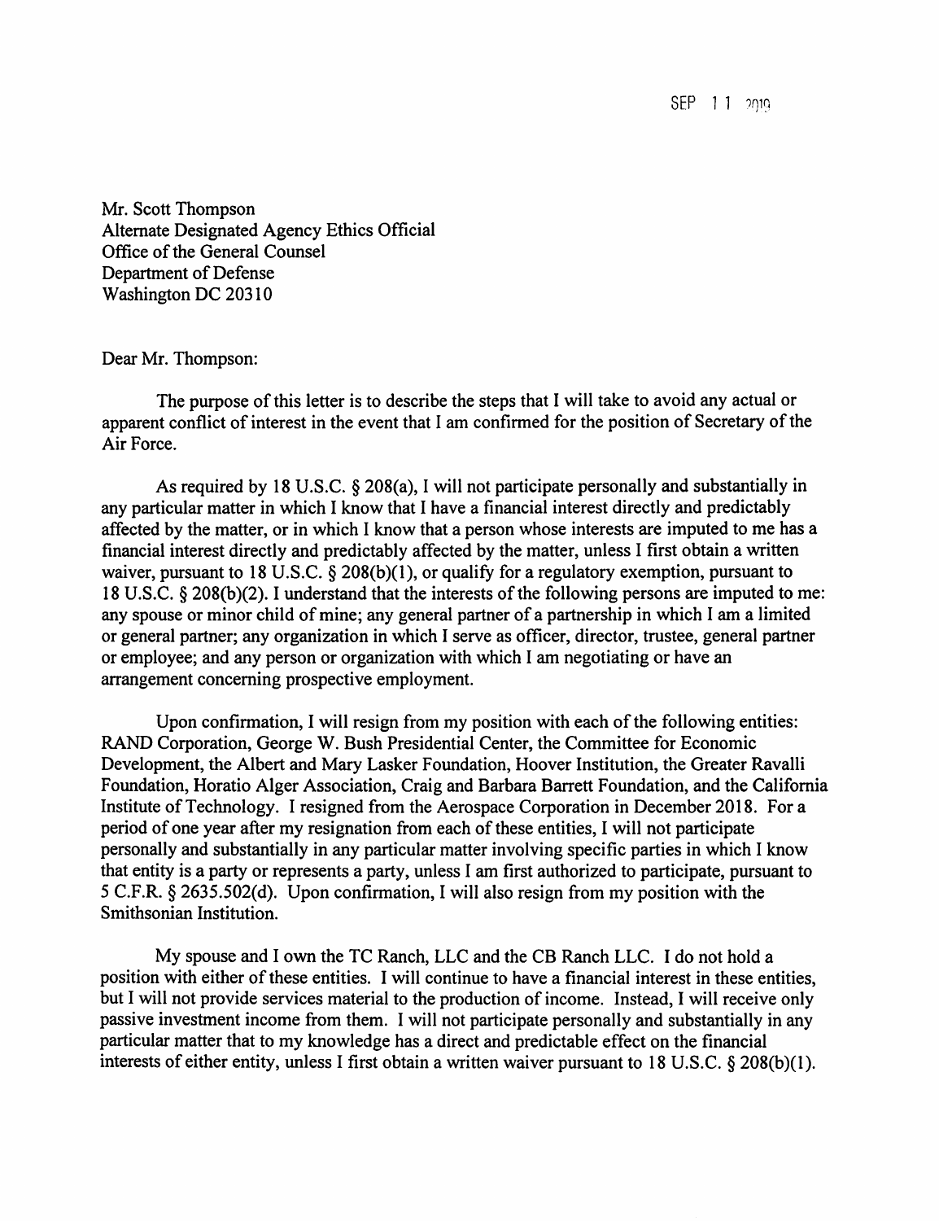SEP 11 2019

Mr. Scott Thompson
Alternate Designated Agency Ethics Official
Office of the General Counsel
Department of Defense
Washington DC 20310

Dear Mr. Thompson:

The purpose of this letter is to describe the steps that I will take to avoid any actual or apparent conflict of interest in the event that I am confirmed for the position of Secretary of the Air Force.

As required by 18 U.S.C. § 208(a), I will not participate personally and substantially in any particular matter in which I know that I have a financial interest directly and predictably affected by the matter, or in which I know that a person whose interests are imputed to me has a financial interest directly and predictably affected by the matter, unless I first obtain a written waiver, pursuant to 18 U.S.C. § 208(b)(1), or qualify for a regulatory exemption, pursuant to 18 U.S.C. § 208(b)(2). I understand that the interests of the following persons are imputed to me: any spouse or minor child of mine; any general partner of a partnership in which I am a limited or general partner; any organization in which I serve as officer, director, trustee, general partner or employee; and any person or organization with which I am negotiating or have an arrangement concerning prospective employment.

Upon confirmation, I will resign from my position with each of the following entities: RAND Corporation, George W. Bush Presidential Center, the Committee for Economic Development, the Albert and Mary Lasker Foundation, Hoover Institution, the Greater Ravalli Foundation, Horatio Alger Association, Craig and Barbara Barrett Foundation, and the California Institute of Technology. I resigned from the Aerospace Corporation in December 2018. For a period of one year after my resignation from each of these entities, I will not participate personally and substantially in any particular matter involving specific parties in which I know that entity is a party or represents a party, unless I am first authorized to participate, pursuant to 5 C.F.R. § 2635.502(d). Upon confirmation, I will also resign from my position with the Smithsonian Institution.

My spouse and I own the TC Ranch, LLC and the CB Ranch LLC. I do not hold a position with either of these entities. I will continue to have a financial interest in these entities, but I will not provide services material to the production of income. Instead, I will receive only passive investment income from them. I will not participate personally and substantially in any particular matter that to my knowledge has a direct and predictable effect on the financial interests of either entity, unless I first obtain a written waiver pursuant to 18 U.S.C. § 208(b)(1).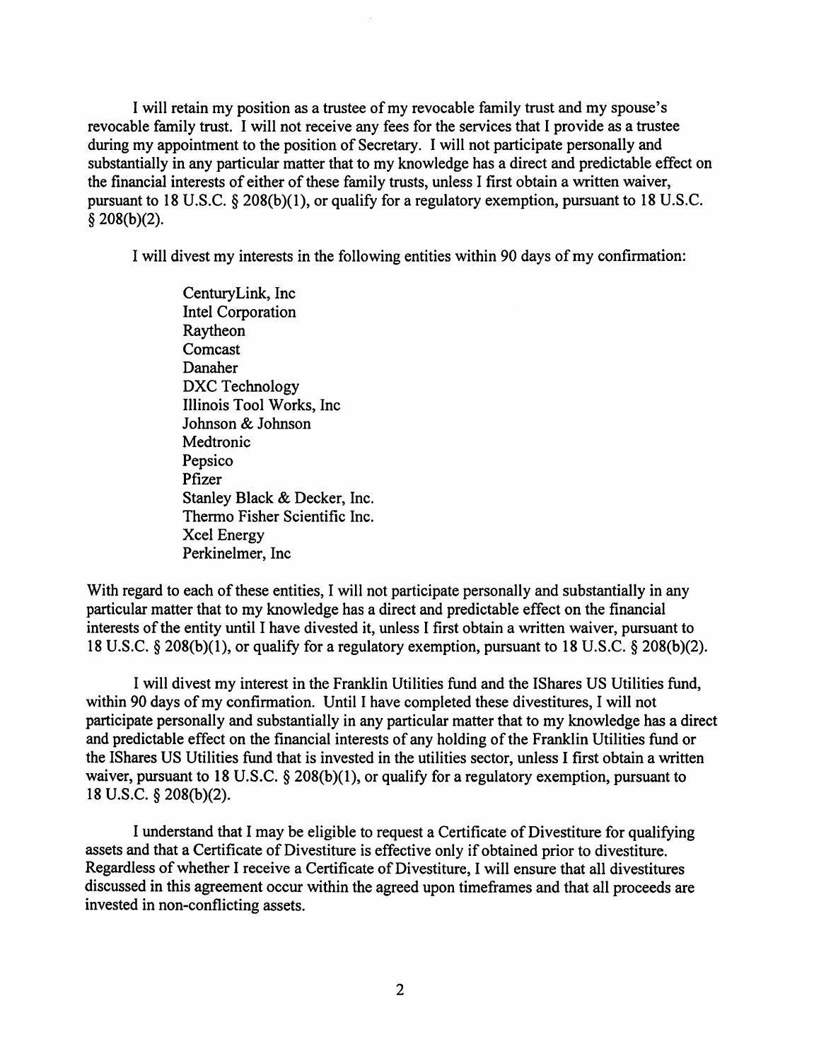I will retain my position as a trustee of my revocable family trust and my spouse's revocable family trust. I will not receive any fees for the services that I provide as a trustee during my appointment to the position of Secretary. I will not participate personally and substantially in any particular matter that to my knowledge has a direct and predictable effect on the financial interests of either of these family trusts, unless I first obtain a written waiver, pursuant to 18 U.S.C. § 208(b)(1), or qualify for a regulatory exemption, pursuant to 18 U.S.C. § 208(b)(2).

I will divest my interests in the following entities within 90 days of my confirmation:

CenturyLink, Inc
Intel Corporation
Raytheon
Comcast
Danaher
DXC Technology
Illinois Tool Works, Inc
Johnson & Johnson
Medtronic
Pepsico
Pfizer
Stanley Black & Decker, Inc.
Thermo Fisher Scientific Inc.
Xcel Energy
Perkinelmer, Inc

With regard to each of these entities, I will not participate personally and substantially in any particular matter that to my knowledge has a direct and predictable effect on the financial interests of the entity until I have divested it, unless I first obtain a written waiver, pursuant to 18 U.S.C. § 208(b)(1), or qualify for a regulatory exemption, pursuant to 18 U.S.C. § 208(b)(2).

I will divest my interest in the Franklin Utilities fund and the IShares US Utilities fund, within 90 days of my confirmation. Until I have completed these divestitures, I will not participate personally and substantially in any particular matter that to my knowledge has a direct and predictable effect on the financial interests of any holding of the Franklin Utilities fund or the IShares US Utilities fund that is invested in the utilities sector, unless I first obtain a written waiver, pursuant to 18 U.S.C. § 208(b)(1), or qualify for a regulatory exemption, pursuant to 18 U.S.C. § 208(b)(2).

I understand that I may be eligible to request a Certificate of Divestiture for qualifying assets and that a Certificate of Divestiture is effective only if obtained prior to divestiture. Regardless of whether I receive a Certificate of Divestiture, I will ensure that all divestitures discussed in this agreement occur within the agreed upon timeframes and that all proceeds are invested in non-conflicting assets.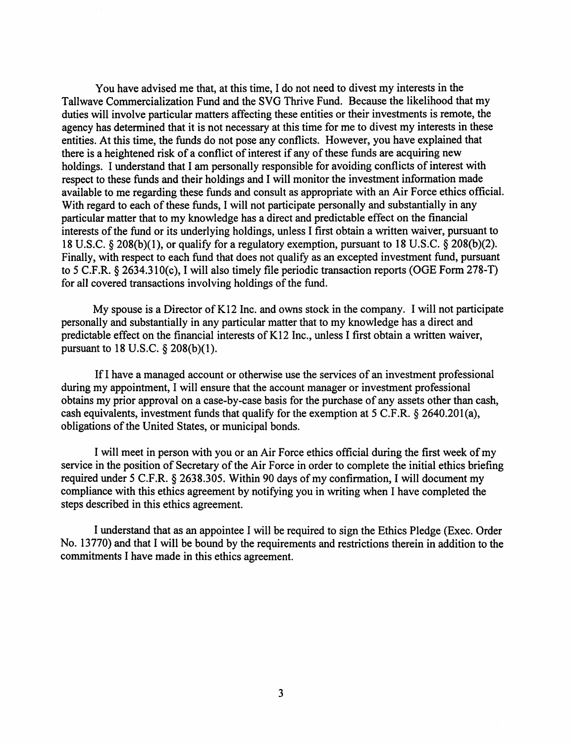You have advised me that, at this time, I do not need to divest my interests in the Tallwave Commercialization Fund and the SVG Thrive Fund. Because the likelihood that my duties will involve particular matters affecting these entities or their investments is remote, the agency has determined that it is not necessary at this time for me to divest my interests in these entities. At this time, the funds do not pose any conflicts. However, you have explained that there is a heightened risk of a conflict of interest if any of these funds are acquiring new holdings. I understand that I am personally responsible for avoiding conflicts of interest with respect to these funds and their holdings and I will monitor the investment information made available to me regarding these funds and consult as appropriate with an Air Force ethics official. With regard to each of these funds, I will not participate personally and substantially in any particular matter that to my knowledge has a direct and predictable effect on the financial interests of the fund or its underlying holdings, unless I first obtain a written waiver, pursuant to 18 U.S.C. § 208(b)(1), or qualify for a regulatory exemption, pursuant to 18 U.S.C. § 208(b)(2). Finally, with respect to each fund that does not qualify as an excepted investment fund, pursuant to 5 C.F.R. § 2634.310(c), I will also timely file periodic transaction reports (OGE Form 278-T) for all covered transactions involving holdings of the fund.

My spouse is a Director of K12 Inc. and owns stock in the company. I will not participate personally and substantially in any particular matter that to my knowledge has a direct and predictable effect on the financial interests of K12 Inc., unless I first obtain a written waiver, pursuant to 18 U.S.C. § 208(b)(1).

If I have a managed account or otherwise use the services of an investment professional during my appointment, I will ensure that the account manager or investment professional obtains my prior approval on a case-by-case basis for the purchase of any assets other than cash, cash equivalents, investment funds that qualify for the exemption at 5 C.F.R. § 2640.201(a), obligations of the United States, or municipal bonds.

I will meet in person with you or an Air Force ethics official during the first week of my service in the position of Secretary of the Air Force in order to complete the initial ethics briefing required under 5 C.F.R. § 2638.305. Within 90 days of my confirmation, I will document my compliance with this ethics agreement by notifying you in writing when I have completed the steps described in this ethics agreement.

I understand that as an appointee I will be required to sign the Ethics Pledge (Exec. Order No. 13770) and that I will be bound by the requirements and restrictions therein in addition to the commitments I have made in this ethics agreement.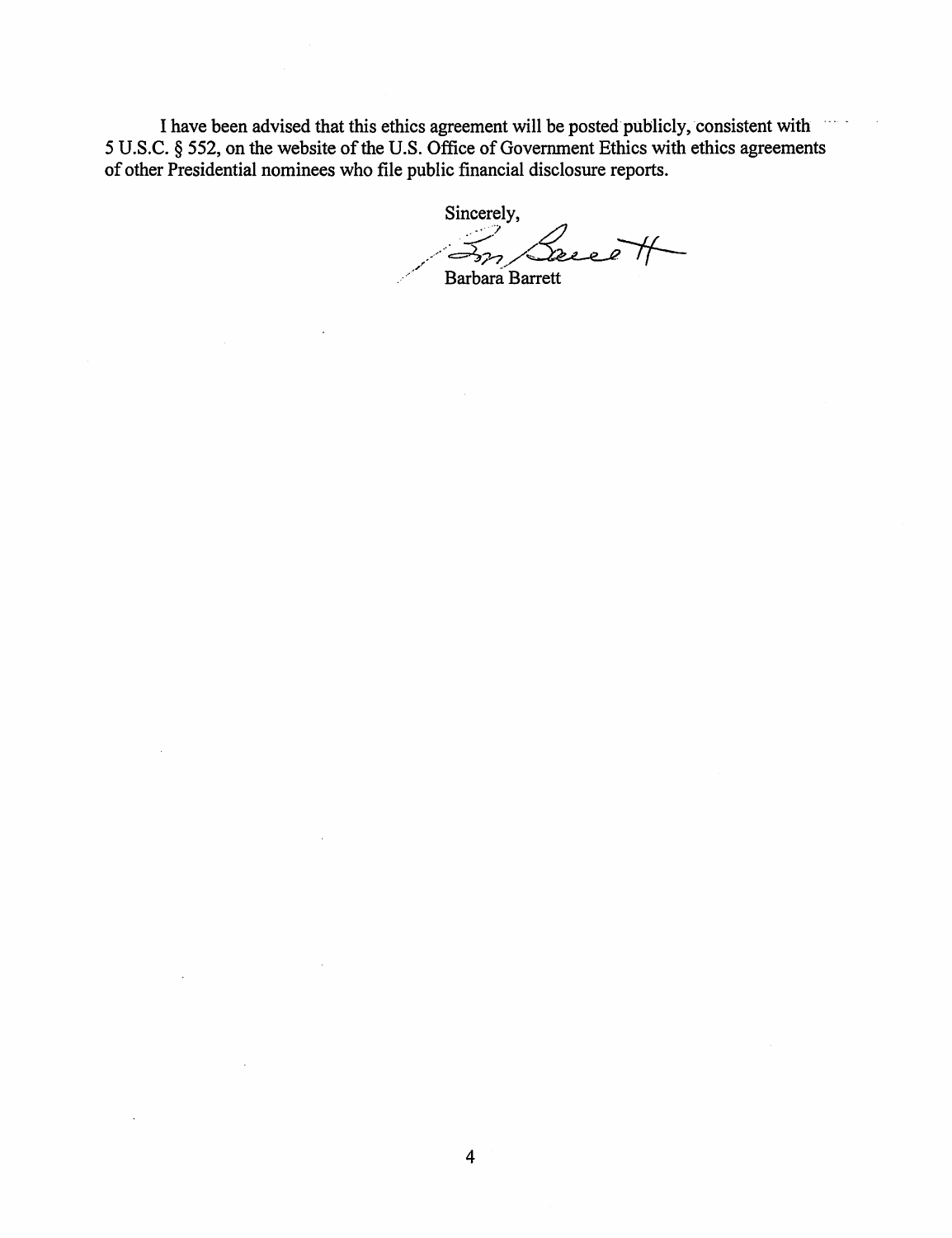I have been advised that this ethics agreement will be posted publicly, consistent with 5 U.S.C. § 552, on the website of the U.S. Office of Government Ethics with ethics agreements of other Presidential nominees who file public financial disclosure reports.

Sincerely,

Barbara Barrett